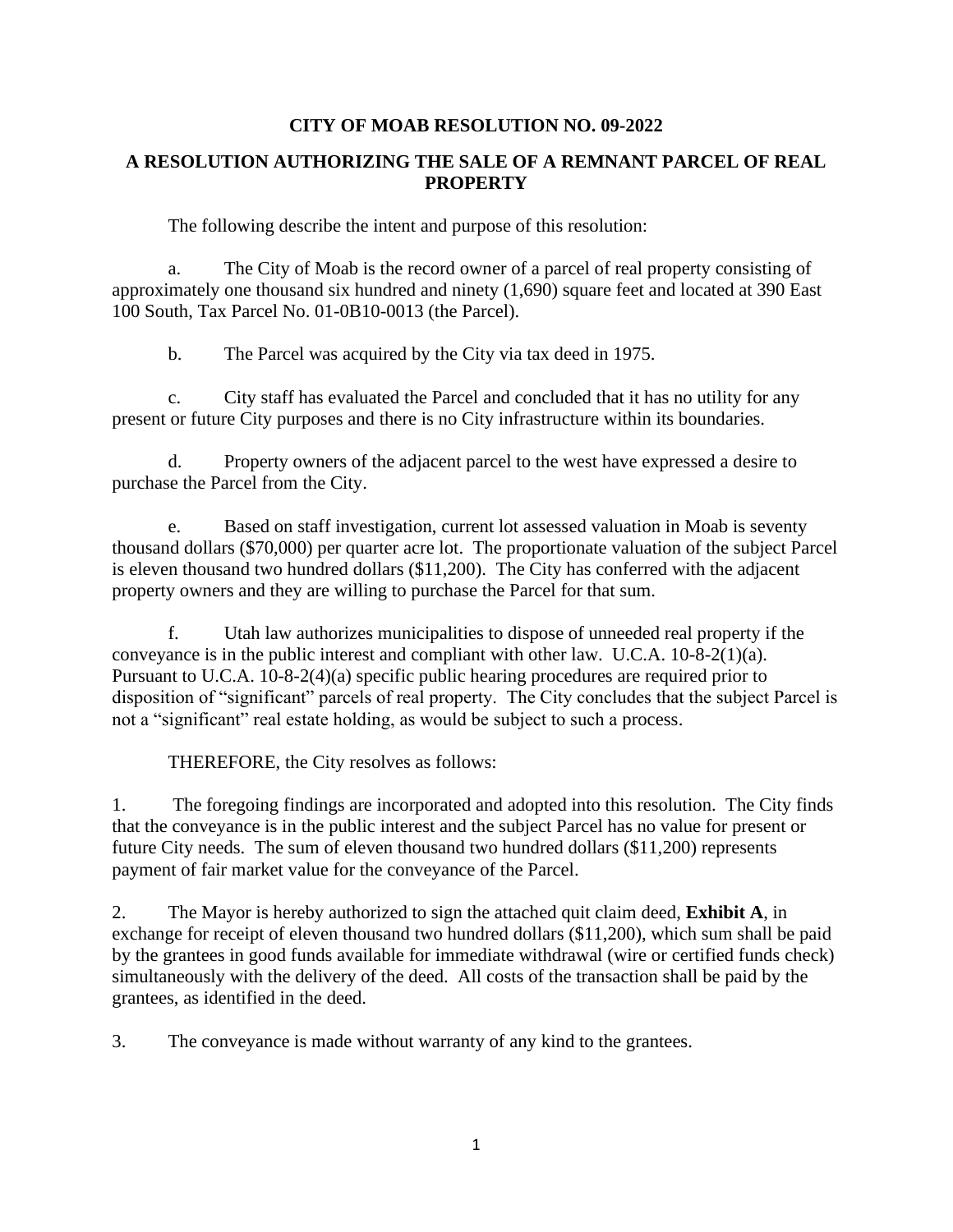# CITY OF MOAB RESOLUTION NO. 09-2022

## A RESOLUTION AUTHORIZING THE SALE OF A REMNANT PARCEL OF REAL PROPERTY

The following describe the intent and purpose of this resolution:

a. The City of Moab is the record owner of a parcel of real property consisting of approximately one thousand six hundred and ninety (1,690) square feet and located at 390 East 100 South, Tax Parcel No. 01-0B10-0013 (the Parcel).

b. The Parcel was acquired by the City via tax deed in 1975.

c. City staff has evaluated the Parcel and concluded that it has no utility for any present or future City purposes and there is no City infrastructure within its boundaries.

d. Property owners of the adjacent parcel to the west have expressed a desire to purchase the Parcel from the City.

e. Based on staff investigation, current lot assessed valuation in Moab is seventy thousand dollars ($70,000) per quarter acre lot. The proportionate valuation of the subject Parcel is eleven thousand two hundred dollars ($11,200). The City has conferred with the adjacent property owners and they are willing to purchase the Parcel for that sum.

f. Utah law authorizes municipalities to dispose of unneeded real property if the conveyance is in the public interest and compliant with other law. U.C.A. 10-8-2(1)(a). Pursuant to U.C.A. 10-8-2(4)(a) specific public hearing procedures are required prior to disposition of "significant" parcels of real property. The City concludes that the subject Parcel is not a "significant" real estate holding, as would be subject to such a process.

THEREFORE, the City resolves as follows:

1. The foregoing findings are incorporated and adopted into this resolution. The City finds that the conveyance is in the public interest and the subject Parcel has no value for present or future City needs. The sum of eleven thousand two hundred dollars ($11,200) represents payment of fair market value for the conveyance of the Parcel.

2. The Mayor is hereby authorized to sign the attached quit claim deed, **Exhibit A**, in exchange for receipt of eleven thousand two hundred dollars ($11,200), which sum shall be paid by the grantees in good funds available for immediate withdrawal (wire or certified funds check) simultaneously with the delivery of the deed. All costs of the transaction shall be paid by the grantees, as identified in the deed.

3. The conveyance is made without warranty of any kind to the grantees.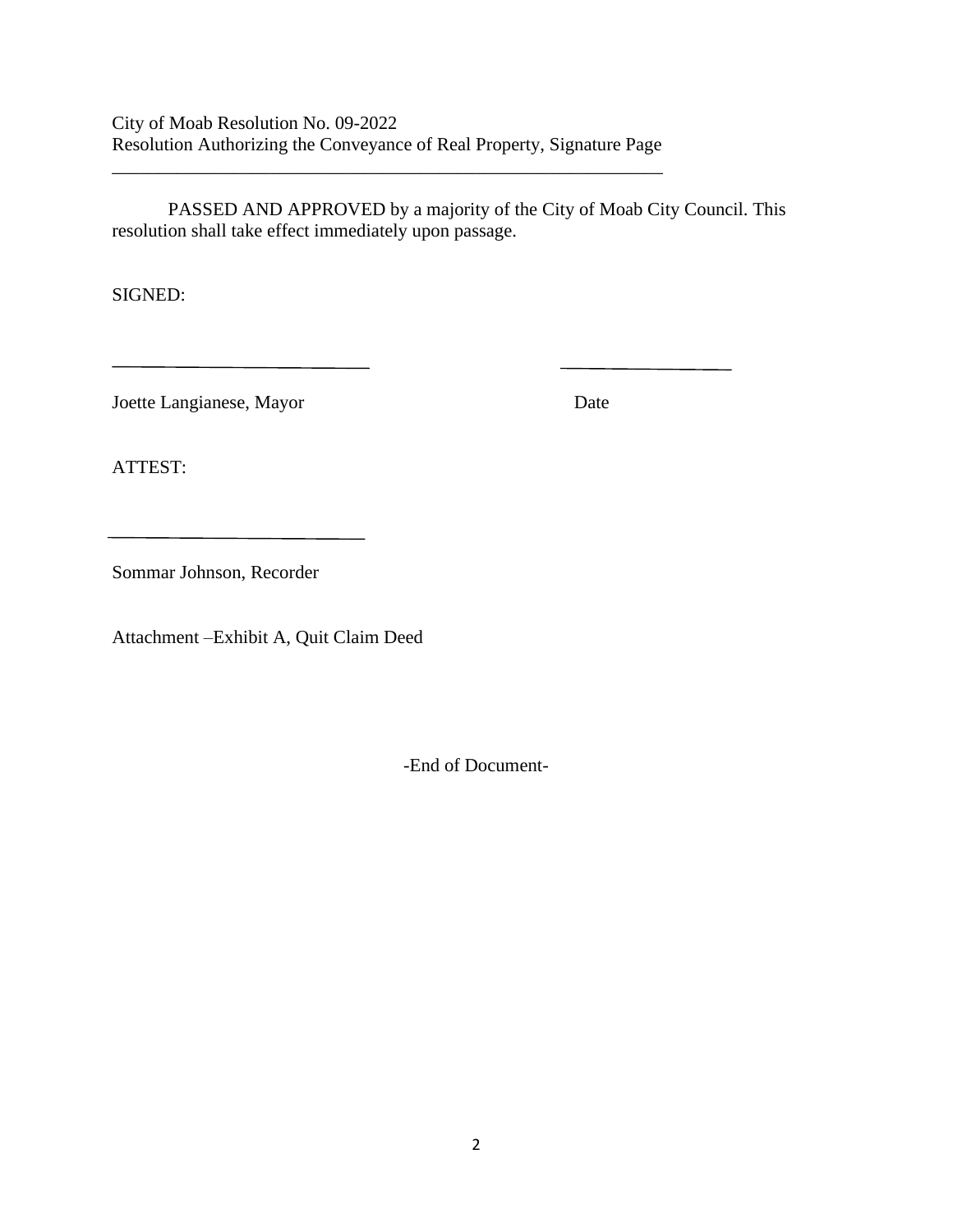City of Moab Resolution No. 09-2022
Resolution Authorizing the Conveyance of Real Property, Signature Page

---

PASSED AND APPROVED by a majority of the City of Moab City Council. This resolution shall take effect immediately upon passage.

SIGNED:

\_\_\_\_\_\_\_\_\_\_\_\_\_\_\_\_\_\_\_\_\_\_\_\_\_\_\_\_ \_\_\_\_\_\_\_\_\_\_\_\_\_\_\_\_\_\_\_

Joette Langianese, Mayor Date

ATTEST:

\_\_\_\_\_\_\_\_\_\_\_\_\_\_\_\_\_\_\_\_\_\_\_\_\_\_\_\_

Sommar Johnson, Recorder

Attachment –Exhibit A, Quit Claim Deed

-End of Document-